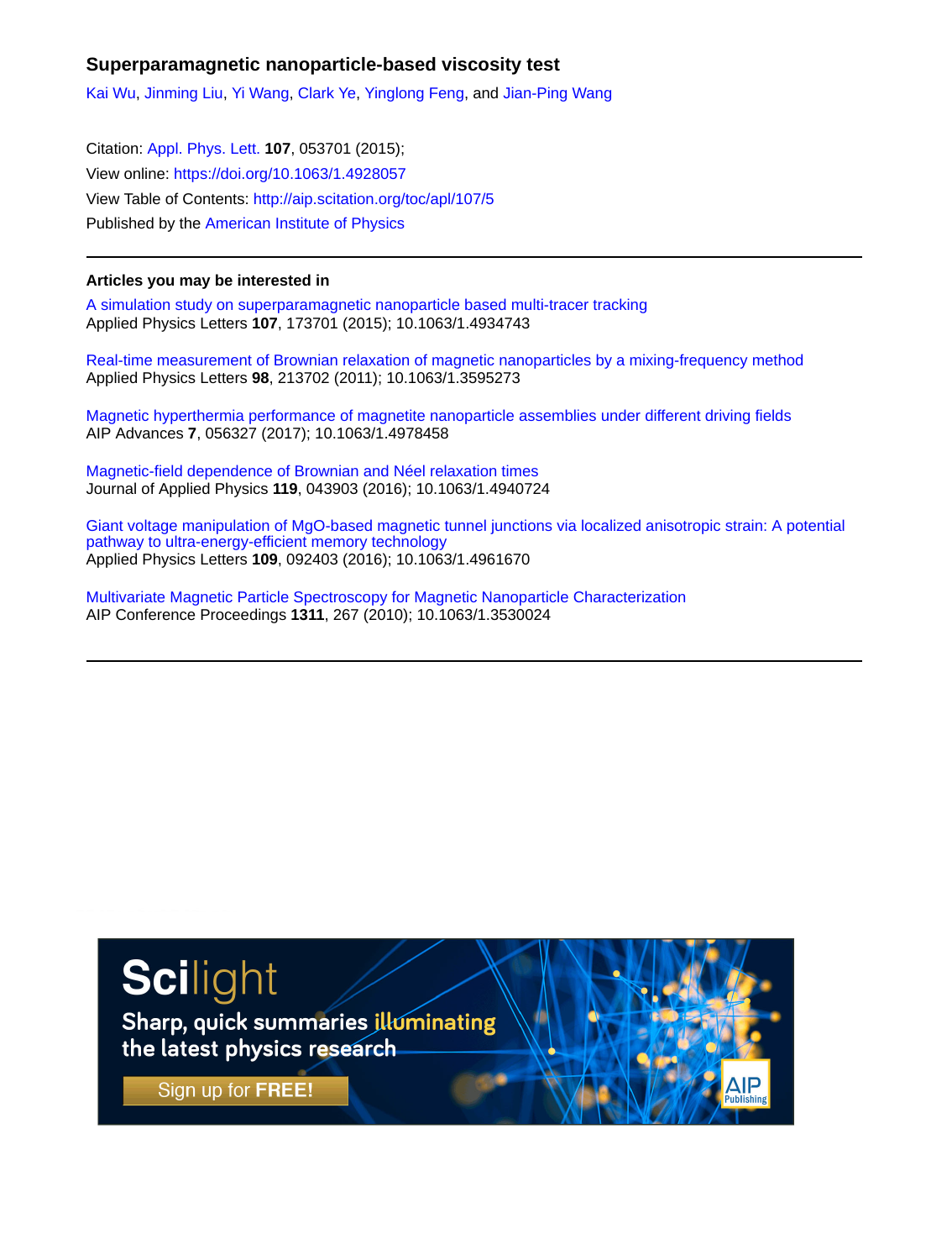# Superparamagnetic nanoparticle-based viscosity test

Kai Wu, Jinming Liu, Yi Wang, Clark Ye, Yinglong Feng, and Jian-Ping Wang

Citation: Appl. Phys. Lett. **107**, 053701 (2015);
View online: https://doi.org/10.1063/1.4928057
View Table of Contents: http://aip.scitation.org/toc/apl/107/5
Published by the American Institute of Physics

---

**Articles you may be interested in**

A simulation study on superparamagnetic nanoparticle based multi-tracer tracking
Applied Physics Letters **107**, 173701 (2015); 10.1063/1.4934743

Real-time measurement of Brownian relaxation of magnetic nanoparticles by a mixing-frequency method
Applied Physics Letters **98**, 213702 (2011); 10.1063/1.3595273

Magnetic hyperthermia performance of magnetite nanoparticle assemblies under different driving fields
AIP Advances **7**, 056327 (2017); 10.1063/1.4978458

Magnetic-field dependence of Brownian and Néel relaxation times
Journal of Applied Physics **119**, 043903 (2016); 10.1063/1.4940724

Giant voltage manipulation of MgO-based magnetic tunnel junctions via localized anisotropic strain: A potential pathway to ultra-energy-efficient memory technology
Applied Physics Letters **109**, 092403 (2016); 10.1063/1.4961670

Multivariate Magnetic Particle Spectroscopy for Magnetic Nanoparticle Characterization
AIP Conference Proceedings **1311**, 267 (2010); 10.1063/1.3530024

---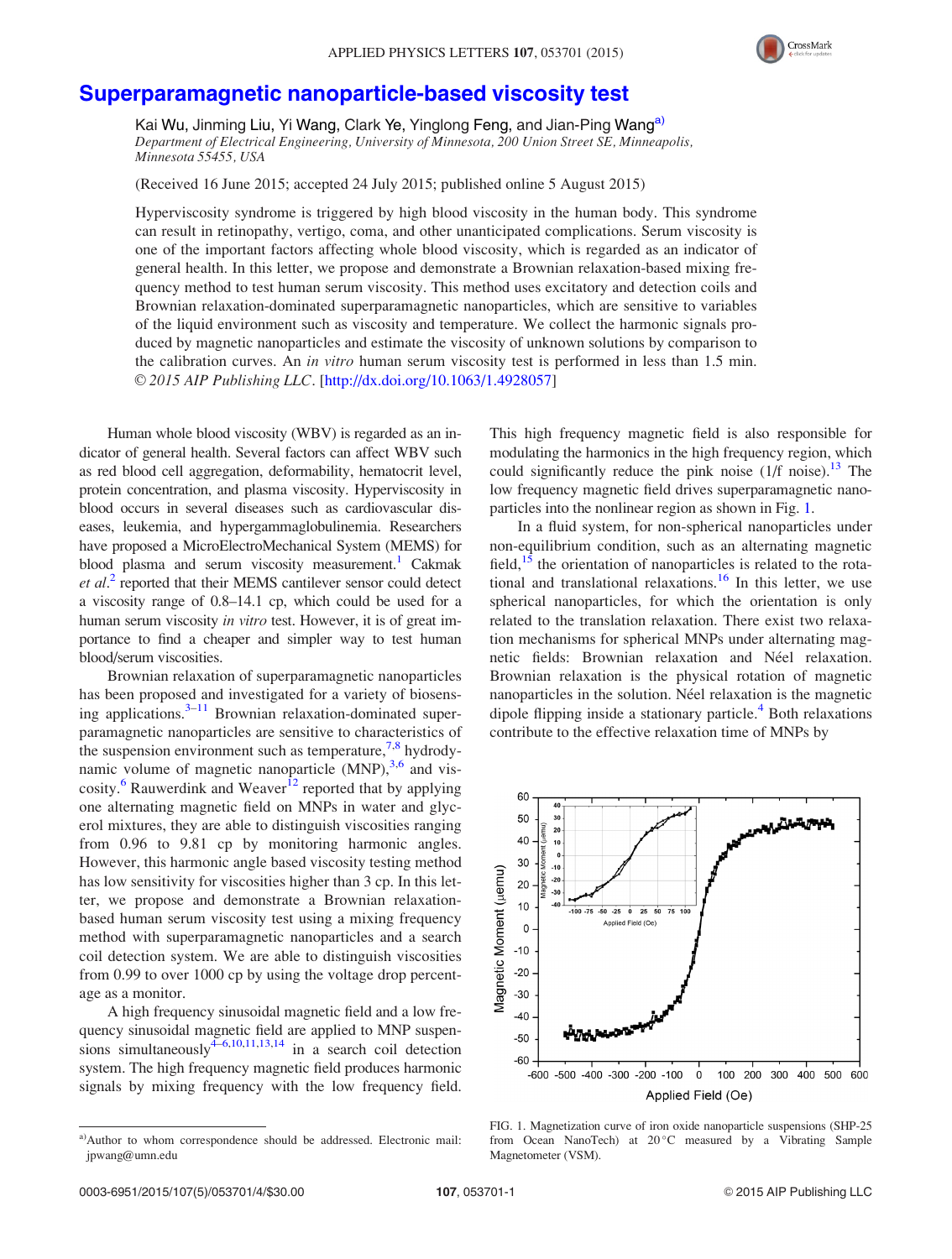# Superparamagnetic nanoparticle-based viscosity test

Kai Wu, Jinming Liu, Yi Wang, Clark Ye, Yinglong Feng, and Jian-Ping Wang[a)]

*Department of Electrical Engineering, University of Minnesota, 200 Union Street SE, Minneapolis, Minnesota 55455, USA*

(Received 16 June 2015; accepted 24 July 2015; published online 5 August 2015)

Hyperviscosity syndrome is triggered by high blood viscosity in the human body. This syndrome can result in retinopathy, vertigo, coma, and other unanticipated complications. Serum viscosity is one of the important factors affecting whole blood viscosity, which is regarded as an indicator of general health. In this letter, we propose and demonstrate a Brownian relaxation-based mixing frequency method to test human serum viscosity. This method uses excitatory and detection coils and Brownian relaxation-dominated superparamagnetic nanoparticles, which are sensitive to variables of the liquid environment such as viscosity and temperature. We collect the harmonic signals produced by magnetic nanoparticles and estimate the viscosity of unknown solutions by comparison to the calibration curves. An *in vitro* human serum viscosity test is performed in less than 1.5 min. © *2015 AIP Publishing LLC*. [http://dx.doi.org/10.1063/1.4928057]

Human whole blood viscosity (WBV) is regarded as an indicator of general health. Several factors can affect WBV such as red blood cell aggregation, deformability, hematocrit level, protein concentration, and plasma viscosity. Hyperviscosity in blood occurs in several diseases such as cardiovascular diseases, leukemia, and hypergammaglobulinemia. Researchers have proposed a MicroElectroMechanical System (MEMS) for blood plasma and serum viscosity measurement.[1] Cakmak *et al*.[2] reported that their MEMS cantilever sensor could detect a viscosity range of 0.8–14.1 cp, which could be used for a human serum viscosity *in vitro* test. However, it is of great importance to find a cheaper and simpler way to test human blood/serum viscosities.

Brownian relaxation of superparamagnetic nanoparticles has been proposed and investigated for a variety of biosensing applications.[3–11] Brownian relaxation-dominated superparamagnetic nanoparticles are sensitive to characteristics of the suspension environment such as temperature,[7,8] hydrodynamic volume of magnetic nanoparticle (MNP),[3,6] and viscosity.[6] Rauwerdink and Weaver[12] reported that by applying one alternating magnetic field on MNPs in water and glycerol mixtures, they are able to distinguish viscosities ranging from 0.96 to 9.81 cp by monitoring harmonic angles. However, this harmonic angle based viscosity testing method has low sensitivity for viscosities higher than 3 cp. In this letter, we propose and demonstrate a Brownian relaxation-based human serum viscosity test using a mixing frequency method with superparamagnetic nanoparticles and a search coil detection system. We are able to distinguish viscosities from 0.99 to over 1000 cp by using the voltage drop percentage as a monitor.

A high frequency sinusoidal magnetic field and a low frequency sinusoidal magnetic field are applied to MNP suspensions simultaneously[4–6,10,11,13,14] in a search coil detection system. The high frequency magnetic field produces harmonic signals by mixing frequency with the low frequency field. This high frequency magnetic field is also responsible for modulating the harmonics in the high frequency region, which could significantly reduce the pink noise (1/f noise).[13] The low frequency magnetic field drives superparamagnetic nanoparticles into the nonlinear region as shown in Fig. 1.

In a fluid system, for non-spherical nanoparticles under non-equilibrium condition, such as an alternating magnetic field,[15] the orientation of nanoparticles is related to the rotational and translational relaxations.[16] In this letter, we use spherical nanoparticles, for which the orientation is only related to the translation relaxation. There exist two relaxation mechanisms for spherical MNPs under alternating magnetic fields: Brownian relaxation and Néel relaxation. Brownian relaxation is the physical rotation of magnetic nanoparticles in the solution. Néel relaxation is the magnetic dipole flipping inside a stationary particle.[4] Both relaxations contribute to the effective relaxation time of MNPs by

FIG. 1. Magnetization curve of iron oxide nanoparticle suspensions (SHP-25 from Ocean NanoTech) at 20 °C measured by a Vibrating Sample Magnetometer (VSM).

a)Author to whom correspondence should be addressed. Electronic mail: jpwang@umn.edu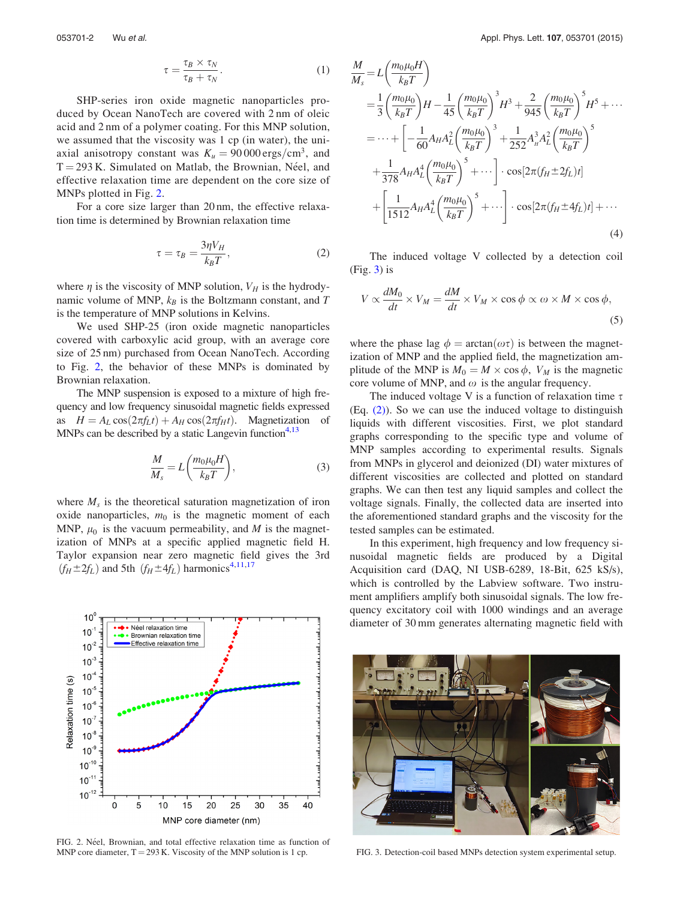$$\tau = \frac{\tau_B \times \tau_N}{\tau_B + \tau_N}. \tag{1}$$

SHP-series iron oxide magnetic nanoparticles produced by Ocean NanoTech are covered with 2 nm of oleic acid and 2 nm of a polymer coating. For this MNP solution, we assumed that the viscosity was 1 cp (in water), the uniaxial anisotropy constant was $K_u = 90\,000\,\text{ergs/cm}^3$, and $T = 293$ K. Simulated on Matlab, the Brownian, Néel, and effective relaxation time are dependent on the core size of MNPs plotted in Fig. 2.

For a core size larger than 20 nm, the effective relaxation time is determined by Brownian relaxation time

$$\tau = \tau_B = \frac{3\eta V_H}{k_B T}, \tag{2}$$

where $\eta$ is the viscosity of MNP solution, $V_H$ is the hydrodynamic volume of MNP, $k_B$ is the Boltzmann constant, and $T$ is the temperature of MNP solutions in Kelvins.

We used SHP-25 (iron oxide magnetic nanoparticles covered with carboxylic acid group, with an average core size of 25 nm) purchased from Ocean NanoTech. According to Fig. 2, the behavior of these MNPs is dominated by Brownian relaxation.

The MNP suspension is exposed to a mixture of high frequency and low frequency sinusoidal magnetic fields expressed as $H = A_L \cos(2\pi f_L t) + A_H \cos(2\pi f_H t)$. Magnetization of MNPs can be described by a static Langevin function[4,13]

$$\frac{M}{M_s} = L\left(\frac{m_0 \mu_0 H}{k_B T}\right), \tag{3}$$

where $M_s$ is the theoretical saturation magnetization of iron oxide nanoparticles, $m_0$ is the magnetic moment of each MNP, $\mu_0$ is the vacuum permeability, and $M$ is the magnetization of MNPs at a specific applied magnetic field H. Taylor expansion near zero magnetic field gives the 3rd $(f_H \pm 2f_L)$ and 5th $(f_H \pm 4f_L)$ harmonics[4,11,17]

FIG. 2. Néel, Brownian, and total effective relaxation time as function of MNP core diameter, T = 293 K. Viscosity of the MNP solution is 1 cp.

$$\begin{aligned}
\frac{M}{M_s} &= L\left(\frac{m_0 \mu_0 H}{k_B T}\right) \\
&= \frac{1}{3}\left(\frac{m_0 \mu_0}{k_B T}\right) H - \frac{1}{45}\left(\frac{m_0 \mu_0}{k_B T}\right)^3 H^3 + \frac{2}{945}\left(\frac{m_0 \mu_0}{k_B T}\right)^5 H^5 + \cdots \\
&= \cdots + \left[-\frac{1}{60} A_H A_L^2 \left(\frac{m_0 \mu_0}{k_B T}\right)^3 + \frac{1}{252} A_H^3 A_L^2 \left(\frac{m_0 \mu_0}{k_B T}\right)^5 \right. \\
&\quad \left. + \frac{1}{378} A_H A_L^4 \left(\frac{m_0 \mu_0}{k_B T}\right)^5 + \cdots \right] \cdot \cos[2\pi(f_H \pm 2f_L)t] \\
&\quad + \left[\frac{1}{1512} A_H A_L^4 \left(\frac{m_0 \mu_0}{k_B T}\right)^5 + \cdots \right] \cdot \cos[2\pi(f_H \pm 4f_L)t] + \cdots
\end{aligned} \tag{4}$$

The induced voltage V collected by a detection coil (Fig. 3) is

$$V \propto \frac{dM_0}{dt} \times V_M = \frac{dM}{dt} \times V_M \times \cos\phi \propto \omega \times M \times \cos\phi, \tag{5}$$

where the phase lag $\phi = \arctan(\omega\tau)$ is between the magnetization of MNP and the applied field, the magnetization amplitude of the MNP is $M_0 = M \times \cos\phi$, $V_M$ is the magnetic core volume of MNP, and $\omega$ is the angular frequency.

The induced voltage V is a function of relaxation time $\tau$ (Eq. (2)). So we can use the induced voltage to distinguish liquids with different viscosities. First, we plot standard graphs corresponding to the specific type and volume of MNP samples according to experimental results. Signals from MNPs in glycerol and deionized (DI) water mixtures of different viscosities are collected and plotted on standard graphs. We can then test any liquid samples and collect the voltage signals. Finally, the collected data are inserted into the aforementioned standard graphs and the viscosity for the tested samples can be estimated.

In this experiment, high frequency and low frequency sinusoidal magnetic fields are produced by a Digital Acquisition card (DAQ, NI USB-6289, 18-Bit, 625 kS/s), which is controlled by the Labview software. Two instrument amplifiers amplify both sinusoidal signals. The low frequency excitatory coil with 1000 windings and an average diameter of 30 mm generates alternating magnetic field with

FIG. 3. Detection-coil based MNPs detection system experimental setup.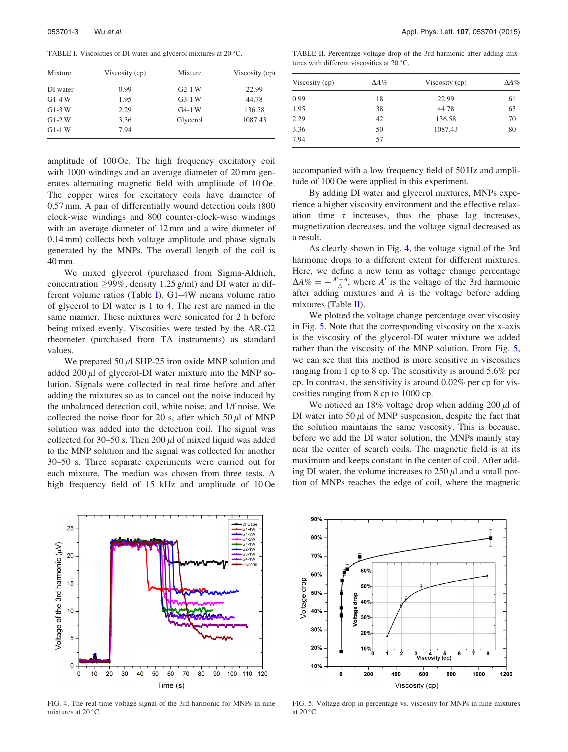TABLE I. Viscosities of DI water and glycerol mixtures at 20 °C.

| Mixture | Viscosity (cp) | Mixture | Viscosity (cp) |
|---|---|---|---|
| DI water | 0.99 | G2-1 W | 22.99 |
| G1-4 W | 1.95 | G3-1 W | 44.78 |
| G1-3 W | 2.29 | G4-1 W | 136.58 |
| G1-2 W | 3.36 | Glycerol | 1087.43 |
| G1-1 W | 7.94 | | |

TABLE II. Percentage voltage drop of the 3rd harmonic after adding mixtures with different viscosities at 20 °C.

| Viscosity (cp) | $\Delta A\%$ | Viscosity (cp) | $\Delta A\%$ |
|---|---|---|---|
| 0.99 | 18 | 22.99 | 61 |
| 1.95 | 38 | 44.78 | 63 |
| 2.29 | 42 | 136.58 | 70 |
| 3.36 | 50 | 1087.43 | 80 |
| 7.94 | 57 | | |

amplitude of 100 Oe. The high frequency excitatory coil with 1000 windings and an average diameter of 20 mm generates alternating magnetic field with amplitude of 10 Oe. The copper wires for excitatory coils have diameter of 0.57 mm. A pair of differentially wound detection coils (800 clock-wise windings and 800 counter-clock-wise windings with an average diameter of 12 mm and a wire diameter of 0.14 mm) collects both voltage amplitude and phase signals generated by the MNPs. The overall length of the coil is 40 mm.

We mixed glycerol (purchased from Sigma-Aldrich, concentration ≥99%, density 1.25 g/ml) and DI water in different volume ratios (Table I). G1–4W means volume ratio of glycerol to DI water is 1 to 4. The rest are named in the same manner. These mixtures were sonicated for 2 h before being mixed evenly. Viscosities were tested by the AR-G2 rheometer (purchased from TA instruments) as standard values.

We prepared 50 $\mu$l SHP-25 iron oxide MNP solution and added 200 $\mu$l of glycerol-DI water mixture into the MNP solution. Signals were collected in real time before and after adding the mixtures so as to cancel out the noise induced by the unbalanced detection coil, white noise, and 1/f noise. We collected the noise floor for 20 s, after which 50 $\mu$l of MNP solution was added into the detection coil. The signal was collected for 30–50 s. Then 200 $\mu$l of mixed liquid was added to the MNP solution and the signal was collected for another 30–50 s. Three separate experiments were carried out for each mixture. The median was chosen from three tests. A high frequency field of 15 kHz and amplitude of 10 Oe accompanied with a low frequency field of 50 Hz and amplitude of 100 Oe were applied in this experiment.

By adding DI water and glycerol mixtures, MNPs experience a higher viscosity environment and the effective relaxation time $\tau$ increases, thus the phase lag increases, magnetization decreases, and the voltage signal decreased as a result.

As clearly shown in Fig. 4, the voltage signal of the 3rd harmonic drops to a different extent for different mixtures. Here, we define a new term as voltage change percentage $\Delta A\% = -\frac{A'-A}{A}$, where $A'$ is the voltage of the 3rd harmonic after adding mixtures and $A$ is the voltage before adding mixtures (Table II).

We plotted the voltage change percentage over viscosity in Fig. 5. Note that the corresponding viscosity on the x-axis is the viscosity of the glycerol-DI water mixture we added rather than the viscosity of the MNP solution. From Fig. 5, we can see that this method is more sensitive in viscosities ranging from 1 cp to 8 cp. The sensitivity is around 5.6% per cp. In contrast, the sensitivity is around 0.02% per cp for viscosities ranging from 8 cp to 1000 cp.

We noticed an 18% voltage drop when adding 200 $\mu$l of DI water into 50 $\mu$l of MNP suspension, despite the fact that the solution maintains the same viscosity. This is because, before we add the DI water solution, the MNPs mainly stay near the center of search coils. The magnetic field is at its maximum and keeps constant in the center of coil. After adding DI water, the volume increases to 250 $\mu$l and a small portion of MNPs reaches the edge of coil, where the magnetic

FIG. 4. The real-time voltage signal of the 3rd harmonic for MNPs in nine mixtures at 20 °C.

FIG. 5. Voltage drop in percentage vs. viscosity for MNPs in nine mixtures at 20 °C.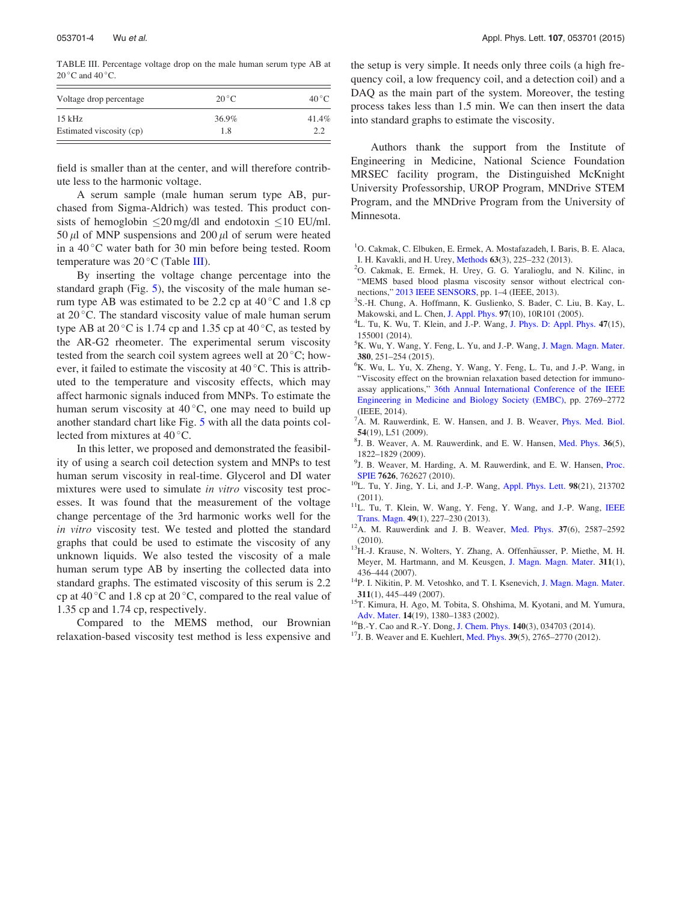TABLE III. Percentage voltage drop on the male human serum type AB at 20 °C and 40 °C.

| Voltage drop percentage | 20 °C | 40 °C |
| --- | --- | --- |
| 15 kHz | 36.9% | 41.4% |
| Estimated viscosity (cp) | 1.8 | 2.2 |

field is smaller than at the center, and will therefore contribute less to the harmonic voltage.

A serum sample (male human serum type AB, purchased from Sigma-Aldrich) was tested. This product consists of hemoglobin ≤20 mg/dl and endotoxin ≤10 EU/ml. 50 μl of MNP suspensions and 200 μl of serum were heated in a 40 °C water bath for 30 min before being tested. Room temperature was 20 °C (Table III).

By inserting the voltage change percentage into the standard graph (Fig. 5), the viscosity of the male human serum type AB was estimated to be 2.2 cp at 40 °C and 1.8 cp at 20 °C. The standard viscosity value of male human serum type AB at 20 °C is 1.74 cp and 1.35 cp at 40 °C, as tested by the AR-G2 rheometer. The experimental serum viscosity tested from the search coil system agrees well at 20 °C; however, it failed to estimate the viscosity at 40 °C. This is attributed to the temperature and viscosity effects, which may affect harmonic signals induced from MNPs. To estimate the human serum viscosity at 40 °C, one may need to build up another standard chart like Fig. 5 with all the data points collected from mixtures at 40 °C.

In this letter, we proposed and demonstrated the feasibility of using a search coil detection system and MNPs to test human serum viscosity in real-time. Glycerol and DI water mixtures were used to simulate *in vitro* viscosity test processes. It was found that the measurement of the voltage change percentage of the 3rd harmonic works well for the *in vitro* viscosity test. We tested and plotted the standard graphs that could be used to estimate the viscosity of any unknown liquids. We also tested the viscosity of a male human serum type AB by inserting the collected data into standard graphs. The estimated viscosity of this serum is 2.2 cp at 40 °C and 1.8 cp at 20 °C, compared to the real value of 1.35 cp and 1.74 cp, respectively.

Compared to the MEMS method, our Brownian relaxation-based viscosity test method is less expensive and the setup is very simple. It needs only three coils (a high frequency coil, a low frequency coil, and a detection coil) and a DAQ as the main part of the system. Moreover, the testing process takes less than 1.5 min. We can then insert the data into standard graphs to estimate the viscosity.

Authors thank the support from the Institute of Engineering in Medicine, National Science Foundation MRSEC facility program, the Distinguished McKnight University Professorship, UROP Program, MNDrive STEM Program, and the MNDrive Program from the University of Minnesota.

[1] O. Cakmak, C. Elbuken, E. Ermek, A. Mostafazadeh, I. Baris, B. E. Alaca, I. H. Kavakli, and H. Urey, Methods **63**(3), 225–232 (2013).

[2] O. Cakmak, E. Ermek, H. Urey, G. G. Yaralioglu, and N. Kilinc, in "MEMS based blood plasma viscosity sensor without electrical connections," 2013 IEEE SENSORS, pp. 1–4 (IEEE, 2013).

[3] S.-H. Chung, A. Hoffmann, K. Guslienko, S. Bader, C. Liu, B. Kay, L. Makowski, and L. Chen, J. Appl. Phys. **97**(10), 10R101 (2005).

[4] L. Tu, K. Wu, T. Klein, and J.-P. Wang, J. Phys. D: Appl. Phys. **47**(15), 155001 (2014).

[5] K. Wu, Y. Wang, Y. Feng, L. Yu, and J.-P. Wang, J. Magn. Magn. Mater. **380**, 251–254 (2015).

[6] K. Wu, L. Yu, X. Zheng, Y. Wang, Y. Feng, L. Tu, and J.-P. Wang, in "Viscosity effect on the brownian relaxation based detection for immunoassay applications," 36th Annual International Conference of the IEEE Engineering in Medicine and Biology Society (EMBC), pp. 2769–2772 (IEEE, 2014).

[7] A. M. Rauwerdink, E. W. Hansen, and J. B. Weaver, Phys. Med. Biol. **54**(19), L51 (2009).

[8] J. B. Weaver, A. M. Rauwerdink, and E. W. Hansen, Med. Phys. **36**(5), 1822–1829 (2009).

[9] J. B. Weaver, M. Harding, A. M. Rauwerdink, and E. W. Hansen, Proc. SPIE **7626**, 762627 (2010).

[10] L. Tu, Y. Jing, Y. Li, and J.-P. Wang, Appl. Phys. Lett. **98**(21), 213702 (2011).

[11] L. Tu, T. Klein, W. Wang, Y. Feng, Y. Wang, and J.-P. Wang, IEEE Trans. Magn. **49**(1), 227–230 (2013).

[12] A. M. Rauwerdink and J. B. Weaver, Med. Phys. **37**(6), 2587–2592 (2010).

[13] H.-J. Krause, N. Wolters, Y. Zhang, A. Offenhäusser, P. Miethe, M. H. Meyer, M. Hartmann, and M. Keusgen, J. Magn. Magn. Mater. **311**(1), 436–444 (2007).

[14] P. I. Nikitin, P. M. Vetoshko, and T. I. Ksenevich, J. Magn. Magn. Mater. **311**(1), 445–449 (2007).

[15] T. Kimura, H. Ago, M. Tobita, S. Ohshima, M. Kyotani, and M. Yumura, Adv. Mater. **14**(19), 1380–1383 (2002).

[16] B.-Y. Cao and R.-Y. Dong, J. Chem. Phys. **140**(3), 034703 (2014).

[17] J. B. Weaver and E. Kuehlert, Med. Phys. **39**(5), 2765–2770 (2012).